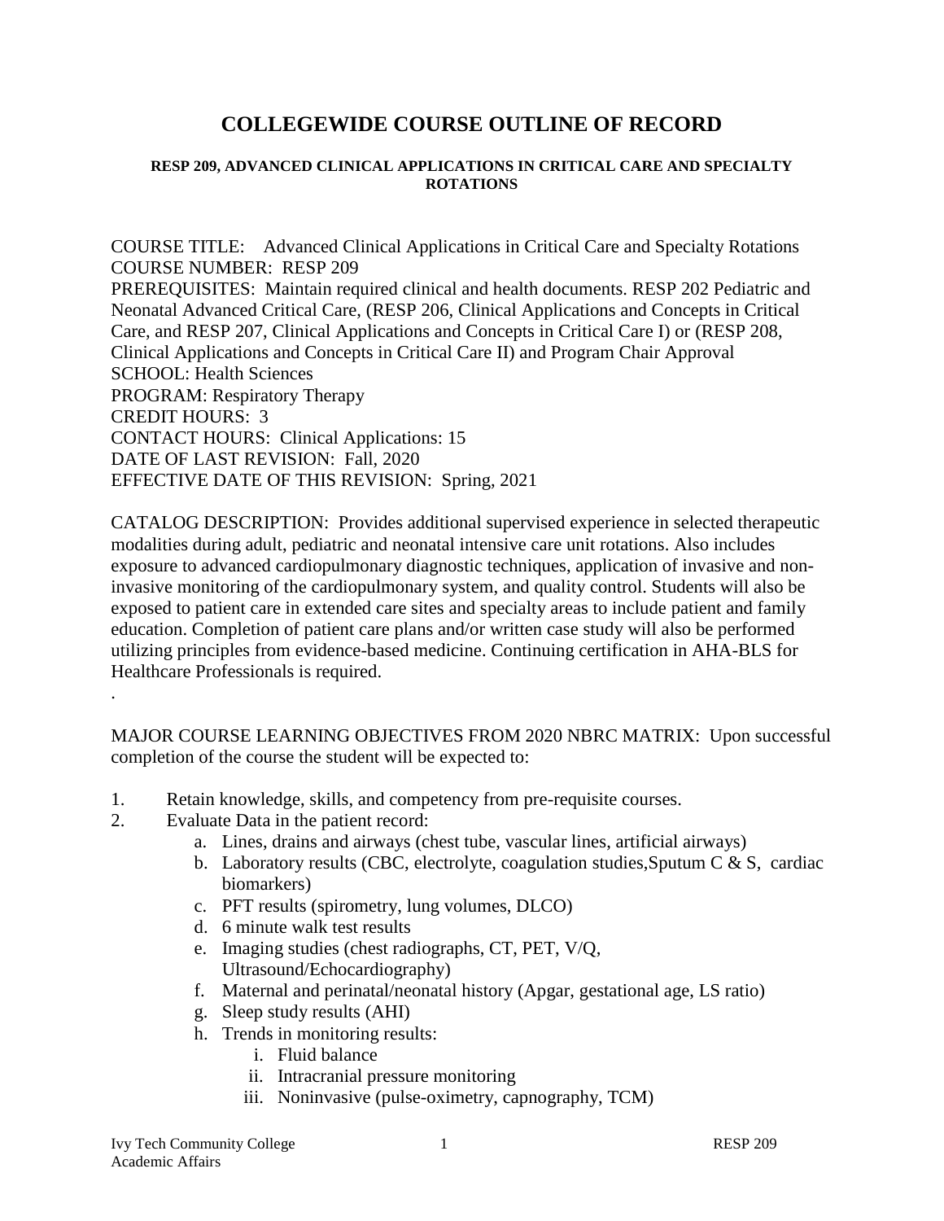# COLLEGEWIDE COURSE OUTLINE OF RECORD

**RESP 209, ADVANCED CLINICAL APPLICATIONS IN CRITICAL CARE AND SPECIALTY ROTATIONS**

COURSE TITLE: Advanced Clinical Applications in Critical Care and Specialty Rotations
COURSE NUMBER: RESP 209
PREREQUISITES: Maintain required clinical and health documents. RESP 202 Pediatric and Neonatal Advanced Critical Care, (RESP 206, Clinical Applications and Concepts in Critical Care, and RESP 207, Clinical Applications and Concepts in Critical Care I) or (RESP 208, Clinical Applications and Concepts in Critical Care II) and Program Chair Approval
SCHOOL: Health Sciences
PROGRAM: Respiratory Therapy
CREDIT HOURS: 3
CONTACT HOURS: Clinical Applications: 15
DATE OF LAST REVISION: Fall, 2020
EFFECTIVE DATE OF THIS REVISION: Spring, 2021

CATALOG DESCRIPTION: Provides additional supervised experience in selected therapeutic modalities during adult, pediatric and neonatal intensive care unit rotations. Also includes exposure to advanced cardiopulmonary diagnostic techniques, application of invasive and non-invasive monitoring of the cardiopulmonary system, and quality control. Students will also be exposed to patient care in extended care sites and specialty areas to include patient and family education. Completion of patient care plans and/or written case study will also be performed utilizing principles from evidence-based medicine. Continuing certification in AHA-BLS for Healthcare Professionals is required.

.

MAJOR COURSE LEARNING OBJECTIVES FROM 2020 NBRC MATRIX: Upon successful completion of the course the student will be expected to:

1. Retain knowledge, skills, and competency from pre-requisite courses.
2. Evaluate Data in the patient record:
    a. Lines, drains and airways (chest tube, vascular lines, artificial airways)
    b. Laboratory results (CBC, electrolyte, coagulation studies,Sputum C & S, cardiac biomarkers)
    c. PFT results (spirometry, lung volumes, DLCO)
    d. 6 minute walk test results
    e. Imaging studies (chest radiographs, CT, PET, V/Q, Ultrasound/Echocardiography)
    f. Maternal and perinatal/neonatal history (Apgar, gestational age, LS ratio)
    g. Sleep study results (AHI)
    h. Trends in monitoring results:
        i. Fluid balance
        ii. Intracranial pressure monitoring
        iii. Noninvasive (pulse-oximetry, capnography, TCM)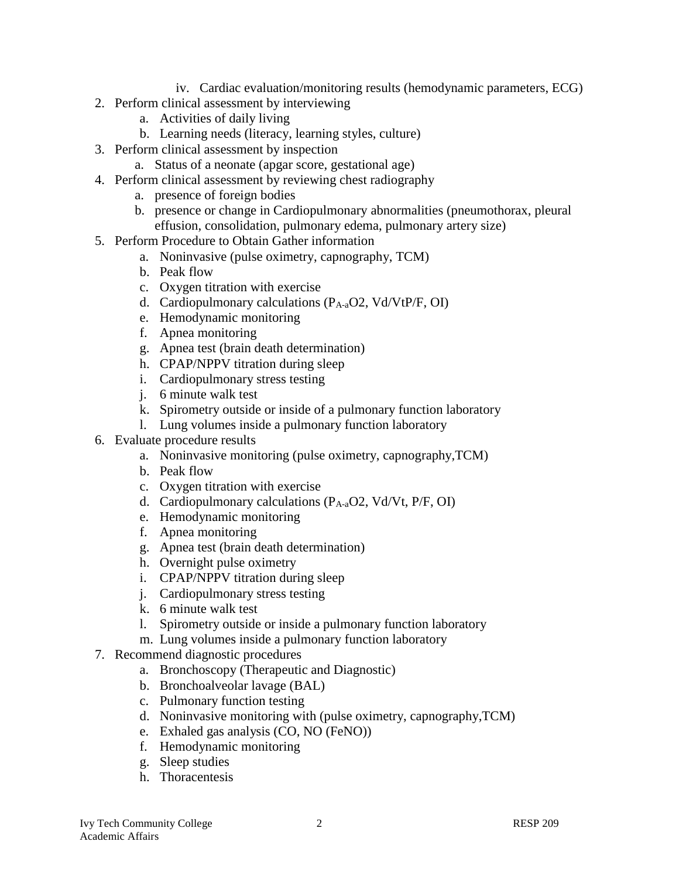iv. Cardiac evaluation/monitoring results (hemodynamic parameters, ECG)

2. Perform clinical assessment by interviewing
   a. Activities of daily living
   b. Learning needs (literacy, learning styles, culture)
3. Perform clinical assessment by inspection
   a. Status of a neonate (apgar score, gestational age)
4. Perform clinical assessment by reviewing chest radiography
   a. presence of foreign bodies
   b. presence or change in Cardiopulmonary abnormalities (pneumothorax, pleural effusion, consolidation, pulmonary edema, pulmonary artery size)
5. Perform Procedure to Obtain Gather information
   a. Noninvasive (pulse oximetry, capnography, TCM)
   b. Peak flow
   c. Oxygen titration with exercise
   d. Cardiopulmonary calculations ($P_{A\text{-}a}O2$, Vd/VtP/F, OI)
   e. Hemodynamic monitoring
   f. Apnea monitoring
   g. Apnea test (brain death determination)
   h. CPAP/NPPV titration during sleep
   i. Cardiopulmonary stress testing
   j. 6 minute walk test
   k. Spirometry outside or inside of a pulmonary function laboratory
   l. Lung volumes inside a pulmonary function laboratory
6. Evaluate procedure results
   a. Noninvasive monitoring (pulse oximetry, capnography,TCM)
   b. Peak flow
   c. Oxygen titration with exercise
   d. Cardiopulmonary calculations ($P_{A\text{-}a}O2$, Vd/Vt, P/F, OI)
   e. Hemodynamic monitoring
   f. Apnea monitoring
   g. Apnea test (brain death determination)
   h. Overnight pulse oximetry
   i. CPAP/NPPV titration during sleep
   j. Cardiopulmonary stress testing
   k. 6 minute walk test
   l. Spirometry outside or inside a pulmonary function laboratory
   m. Lung volumes inside a pulmonary function laboratory
7. Recommend diagnostic procedures
   a. Bronchoscopy (Therapeutic and Diagnostic)
   b. Bronchoalveolar lavage (BAL)
   c. Pulmonary function testing
   d. Noninvasive monitoring with (pulse oximetry, capnography,TCM)
   e. Exhaled gas analysis (CO, NO (FeNO))
   f. Hemodynamic monitoring
   g. Sleep studies
   h. Thoracentesis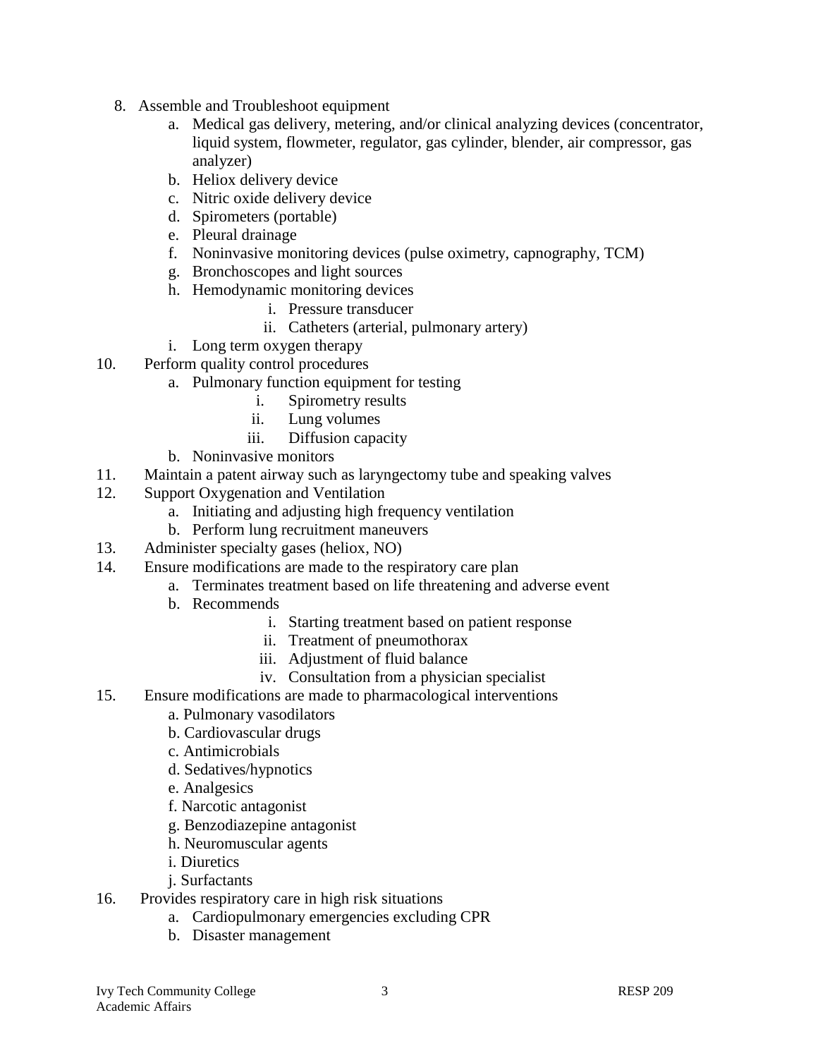8. Assemble and Troubleshoot equipment
    a. Medical gas delivery, metering, and/or clinical analyzing devices (concentrator, liquid system, flowmeter, regulator, gas cylinder, blender, air compressor, gas analyzer)
    b. Heliox delivery device
    c. Nitric oxide delivery device
    d. Spirometers (portable)
    e. Pleural drainage
    f. Noninvasive monitoring devices (pulse oximetry, capnography, TCM)
    g. Bronchoscopes and light sources
    h. Hemodynamic monitoring devices
        i. Pressure transducer
        ii. Catheters (arterial, pulmonary artery)
    i. Long term oxygen therapy

10. Perform quality control procedures
    a. Pulmonary function equipment for testing
        i. Spirometry results
        ii. Lung volumes
        iii. Diffusion capacity
    b. Noninvasive monitors

11. Maintain a patent airway such as laryngectomy tube and speaking valves

12. Support Oxygenation and Ventilation
    a. Initiating and adjusting high frequency ventilation
    b. Perform lung recruitment maneuvers

13. Administer specialty gases (heliox, NO)

14. Ensure modifications are made to the respiratory care plan
    a. Terminates treatment based on life threatening and adverse event
    b. Recommends
        i. Starting treatment based on patient response
        ii. Treatment of pneumothorax
        iii. Adjustment of fluid balance
        iv. Consultation from a physician specialist

15. Ensure modifications are made to pharmacological interventions
    a. Pulmonary vasodilators
    b. Cardiovascular drugs
    c. Antimicrobials
    d. Sedatives/hypnotics
    e. Analgesics
    f. Narcotic antagonist
    g. Benzodiazepine antagonist
    h. Neuromuscular agents
    i. Diuretics
    j. Surfactants

16. Provides respiratory care in high risk situations
    a. Cardiopulmonary emergencies excluding CPR
    b. Disaster management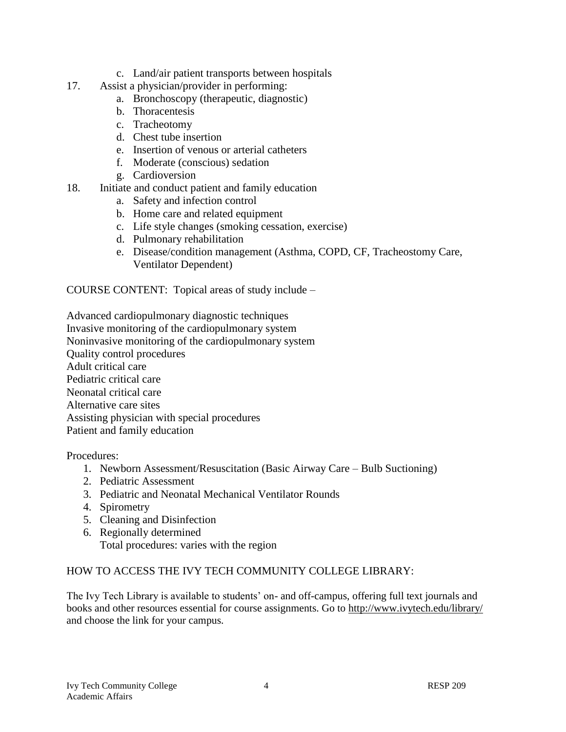c. Land/air patient transports between hospitals

17. Assist a physician/provider in performing:
    a. Bronchoscopy (therapeutic, diagnostic)
    b. Thoracentesis
    c. Tracheotomy
    d. Chest tube insertion
    e. Insertion of venous or arterial catheters
    f. Moderate (conscious) sedation
    g. Cardioversion
18. Initiate and conduct patient and family education
    a. Safety and infection control
    b. Home care and related equipment
    c. Life style changes (smoking cessation, exercise)
    d. Pulmonary rehabilitation
    e. Disease/condition management (Asthma, COPD, CF, Tracheostomy Care, Ventilator Dependent)

COURSE CONTENT: Topical areas of study include –

Advanced cardiopulmonary diagnostic techniques
Invasive monitoring of the cardiopulmonary system
Noninvasive monitoring of the cardiopulmonary system
Quality control procedures
Adult critical care
Pediatric critical care
Neonatal critical care
Alternative care sites
Assisting physician with special procedures
Patient and family education

Procedures:

1. Newborn Assessment/Resuscitation (Basic Airway Care – Bulb Suctioning)
2. Pediatric Assessment
3. Pediatric and Neonatal Mechanical Ventilator Rounds
4. Spirometry
5. Cleaning and Disinfection
6. Regionally determined
   Total procedures: varies with the region

HOW TO ACCESS THE IVY TECH COMMUNITY COLLEGE LIBRARY:

The Ivy Tech Library is available to students' on- and off-campus, offering full text journals and books and other resources essential for course assignments. Go to http://www.ivytech.edu/library/ and choose the link for your campus.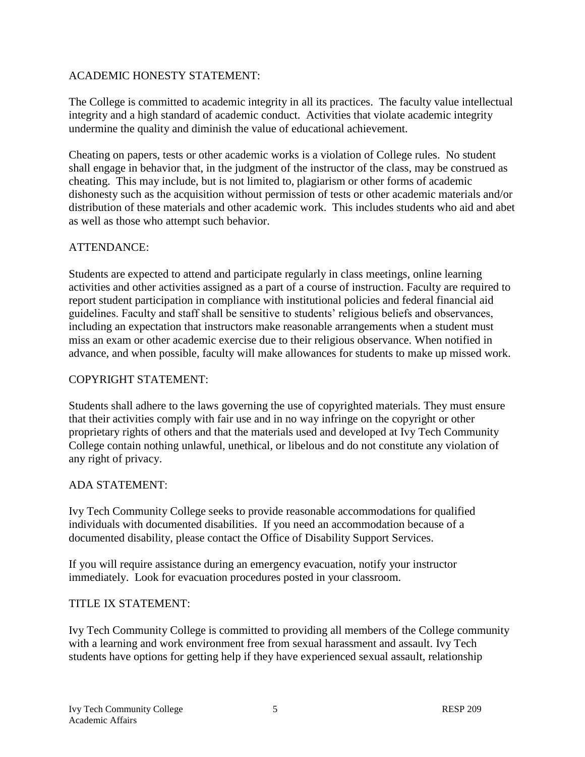## ACADEMIC HONESTY STATEMENT:

The College is committed to academic integrity in all its practices. The faculty value intellectual integrity and a high standard of academic conduct. Activities that violate academic integrity undermine the quality and diminish the value of educational achievement.

Cheating on papers, tests or other academic works is a violation of College rules. No student shall engage in behavior that, in the judgment of the instructor of the class, may be construed as cheating. This may include, but is not limited to, plagiarism or other forms of academic dishonesty such as the acquisition without permission of tests or other academic materials and/or distribution of these materials and other academic work. This includes students who aid and abet as well as those who attempt such behavior.

## ATTENDANCE:

Students are expected to attend and participate regularly in class meetings, online learning activities and other activities assigned as a part of a course of instruction. Faculty are required to report student participation in compliance with institutional policies and federal financial aid guidelines. Faculty and staff shall be sensitive to students' religious beliefs and observances, including an expectation that instructors make reasonable arrangements when a student must miss an exam or other academic exercise due to their religious observance. When notified in advance, and when possible, faculty will make allowances for students to make up missed work.

## COPYRIGHT STATEMENT:

Students shall adhere to the laws governing the use of copyrighted materials. They must ensure that their activities comply with fair use and in no way infringe on the copyright or other proprietary rights of others and that the materials used and developed at Ivy Tech Community College contain nothing unlawful, unethical, or libelous and do not constitute any violation of any right of privacy.

## ADA STATEMENT:

Ivy Tech Community College seeks to provide reasonable accommodations for qualified individuals with documented disabilities. If you need an accommodation because of a documented disability, please contact the Office of Disability Support Services.

If you will require assistance during an emergency evacuation, notify your instructor immediately. Look for evacuation procedures posted in your classroom.

## TITLE IX STATEMENT:

Ivy Tech Community College is committed to providing all members of the College community with a learning and work environment free from sexual harassment and assault. Ivy Tech students have options for getting help if they have experienced sexual assault, relationship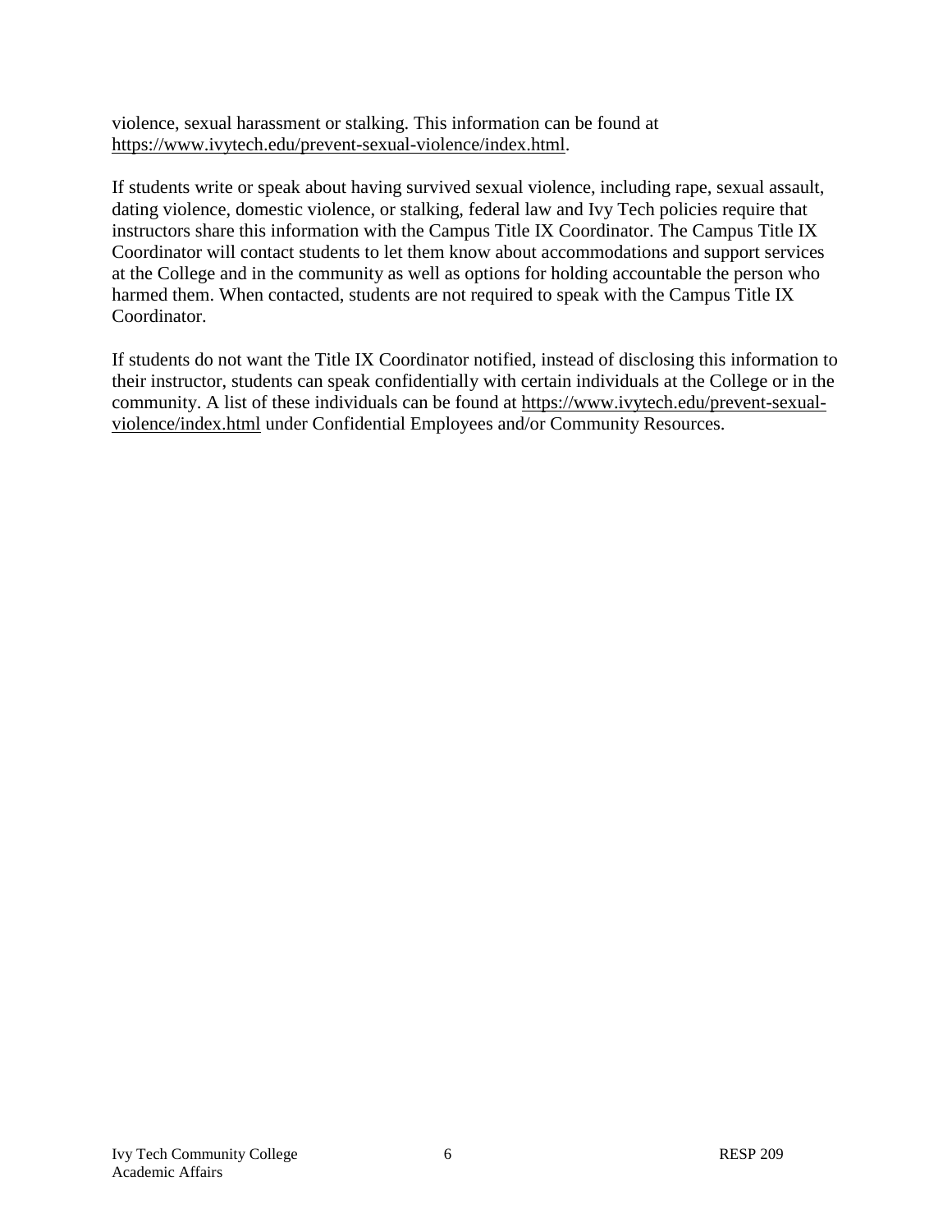violence, sexual harassment or stalking. This information can be found at https://www.ivytech.edu/prevent-sexual-violence/index.html.

If students write or speak about having survived sexual violence, including rape, sexual assault, dating violence, domestic violence, or stalking, federal law and Ivy Tech policies require that instructors share this information with the Campus Title IX Coordinator. The Campus Title IX Coordinator will contact students to let them know about accommodations and support services at the College and in the community as well as options for holding accountable the person who harmed them. When contacted, students are not required to speak with the Campus Title IX Coordinator.

If students do not want the Title IX Coordinator notified, instead of disclosing this information to their instructor, students can speak confidentially with certain individuals at the College or in the community. A list of these individuals can be found at https://www.ivytech.edu/prevent-sexual-violence/index.html under Confidential Employees and/or Community Resources.